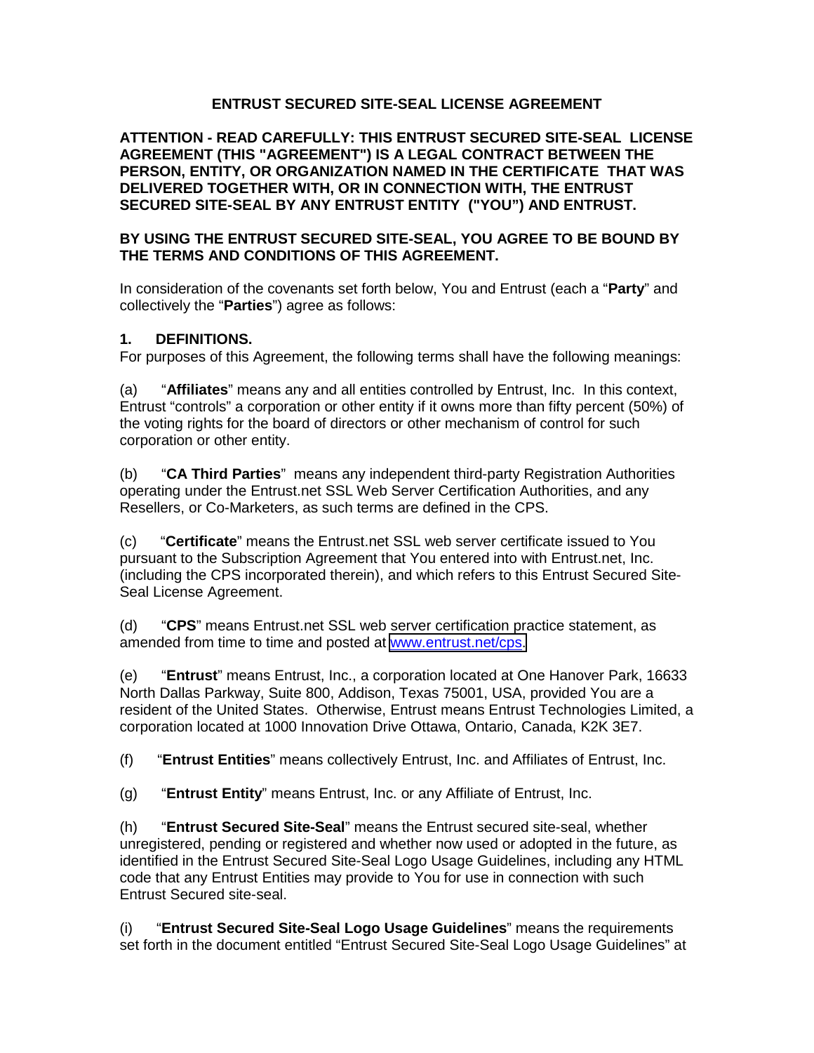# ENTRUST SECURED SITE-SEAL LICENSE AGREEMENT

**ATTENTION - READ CAREFULLY: THIS ENTRUST SECURED SITE-SEAL LICENSE AGREEMENT (THIS "AGREEMENT") IS A LEGAL CONTRACT BETWEEN THE PERSON, ENTITY, OR ORGANIZATION NAMED IN THE CERTIFICATE THAT WAS DELIVERED TOGETHER WITH, OR IN CONNECTION WITH, THE ENTRUST SECURED SITE-SEAL BY ANY ENTRUST ENTITY ("YOU") AND ENTRUST.**

**BY USING THE ENTRUST SECURED SITE-SEAL, YOU AGREE TO BE BOUND BY THE TERMS AND CONDITIONS OF THIS AGREEMENT.**

In consideration of the covenants set forth below, You and Entrust (each a "**Party**" and collectively the "**Parties**") agree as follows:

## 1. DEFINITIONS.

For purposes of this Agreement, the following terms shall have the following meanings:

(a) "**Affiliates**" means any and all entities controlled by Entrust, Inc. In this context, Entrust "controls" a corporation or other entity if it owns more than fifty percent (50%) of the voting rights for the board of directors or other mechanism of control for such corporation or other entity.

(b) "**CA Third Parties**" means any independent third-party Registration Authorities operating under the Entrust.net SSL Web Server Certification Authorities, and any Resellers, or Co-Marketers, as such terms are defined in the CPS.

(c) "**Certificate**" means the Entrust.net SSL web server certificate issued to You pursuant to the Subscription Agreement that You entered into with Entrust.net, Inc. (including the CPS incorporated therein), and which refers to this Entrust Secured Site-Seal License Agreement.

(d) "**CPS**" means Entrust.net SSL web server certification practice statement, as amended from time to time and posted at www.entrust.net/cps.

(e) "**Entrust**" means Entrust, Inc., a corporation located at One Hanover Park, 16633 North Dallas Parkway, Suite 800, Addison, Texas 75001, USA, provided You are a resident of the United States. Otherwise, Entrust means Entrust Technologies Limited, a corporation located at 1000 Innovation Drive Ottawa, Ontario, Canada, K2K 3E7.

(f) "**Entrust Entities**" means collectively Entrust, Inc. and Affiliates of Entrust, Inc.

(g) "**Entrust Entity**" means Entrust, Inc. or any Affiliate of Entrust, Inc.

(h) "**Entrust Secured Site-Seal**" means the Entrust secured site-seal, whether unregistered, pending or registered and whether now used or adopted in the future, as identified in the Entrust Secured Site-Seal Logo Usage Guidelines, including any HTML code that any Entrust Entities may provide to You for use in connection with such Entrust Secured site-seal.

(i) "**Entrust Secured Site-Seal Logo Usage Guidelines**" means the requirements set forth in the document entitled "Entrust Secured Site-Seal Logo Usage Guidelines" at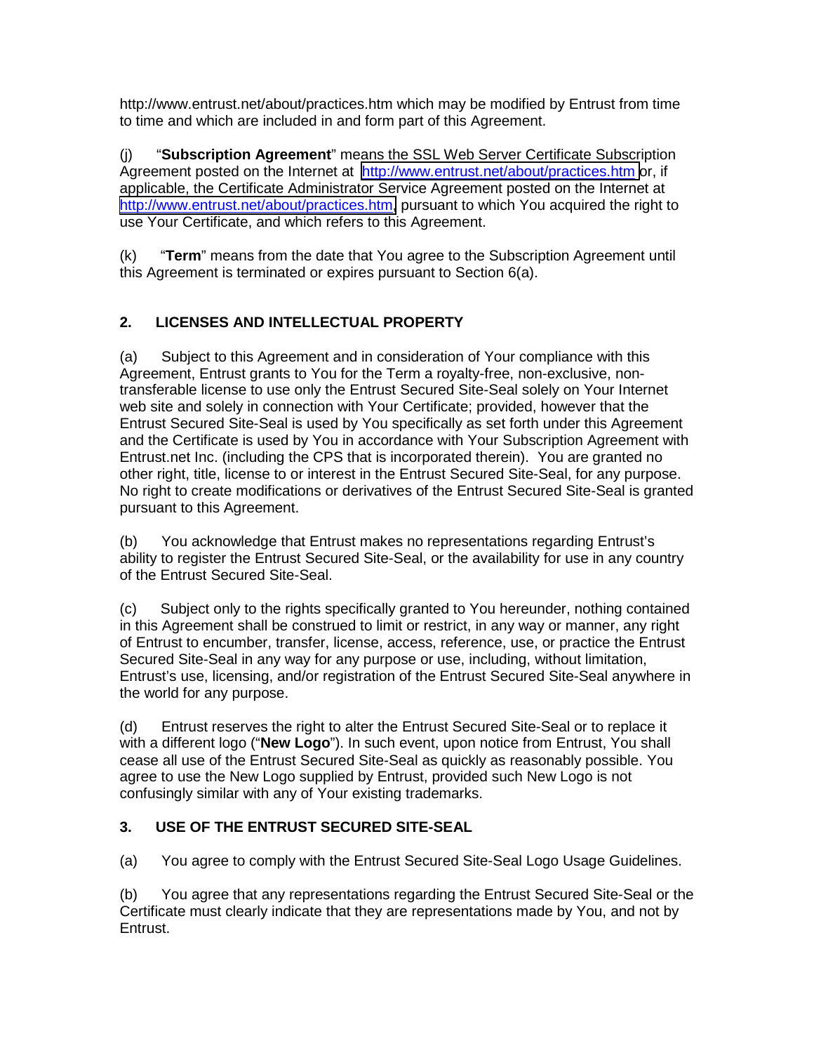http://www.entrust.net/about/practices.htm which may be modified by Entrust from time to time and which are included in and form part of this Agreement.

(j) "**Subscription Agreement**" means the SSL Web Server Certificate Subscription Agreement posted on the Internet at http://www.entrust.net/about/practices.htm or, if applicable, the Certificate Administrator Service Agreement posted on the Internet at http://www.entrust.net/about/practices.htm, pursuant to which You acquired the right to use Your Certificate, and which refers to this Agreement.

(k) "**Term**" means from the date that You agree to the Subscription Agreement until this Agreement is terminated or expires pursuant to Section 6(a).

## 2. LICENSES AND INTELLECTUAL PROPERTY

(a) Subject to this Agreement and in consideration of Your compliance with this Agreement, Entrust grants to You for the Term a royalty-free, non-exclusive, non-transferable license to use only the Entrust Secured Site-Seal solely on Your Internet web site and solely in connection with Your Certificate; provided, however that the Entrust Secured Site-Seal is used by You specifically as set forth under this Agreement and the Certificate is used by You in accordance with Your Subscription Agreement with Entrust.net Inc. (including the CPS that is incorporated therein). You are granted no other right, title, license to or interest in the Entrust Secured Site-Seal, for any purpose. No right to create modifications or derivatives of the Entrust Secured Site-Seal is granted pursuant to this Agreement.

(b) You acknowledge that Entrust makes no representations regarding Entrust's ability to register the Entrust Secured Site-Seal, or the availability for use in any country of the Entrust Secured Site-Seal.

(c) Subject only to the rights specifically granted to You hereunder, nothing contained in this Agreement shall be construed to limit or restrict, in any way or manner, any right of Entrust to encumber, transfer, license, access, reference, use, or practice the Entrust Secured Site-Seal in any way for any purpose or use, including, without limitation, Entrust's use, licensing, and/or registration of the Entrust Secured Site-Seal anywhere in the world for any purpose.

(d) Entrust reserves the right to alter the Entrust Secured Site-Seal or to replace it with a different logo ("**New Logo**"). In such event, upon notice from Entrust, You shall cease all use of the Entrust Secured Site-Seal as quickly as reasonably possible. You agree to use the New Logo supplied by Entrust, provided such New Logo is not confusingly similar with any of Your existing trademarks.

## 3. USE OF THE ENTRUST SECURED SITE-SEAL

(a) You agree to comply with the Entrust Secured Site-Seal Logo Usage Guidelines.

(b) You agree that any representations regarding the Entrust Secured Site-Seal or the Certificate must clearly indicate that they are representations made by You, and not by Entrust.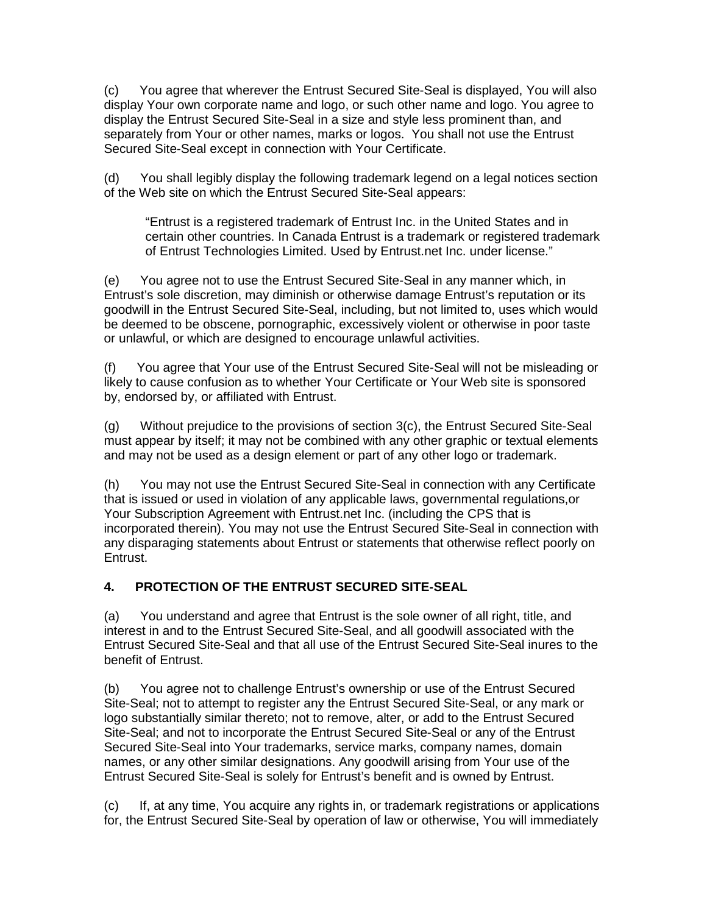(c) You agree that wherever the Entrust Secured Site-Seal is displayed, You will also display Your own corporate name and logo, or such other name and logo. You agree to display the Entrust Secured Site-Seal in a size and style less prominent than, and separately from Your or other names, marks or logos. You shall not use the Entrust Secured Site-Seal except in connection with Your Certificate.

(d) You shall legibly display the following trademark legend on a legal notices section of the Web site on which the Entrust Secured Site-Seal appears:

> "Entrust is a registered trademark of Entrust Inc. in the United States and in certain other countries. In Canada Entrust is a trademark or registered trademark of Entrust Technologies Limited. Used by Entrust.net Inc. under license."

(e) You agree not to use the Entrust Secured Site-Seal in any manner which, in Entrust's sole discretion, may diminish or otherwise damage Entrust's reputation or its goodwill in the Entrust Secured Site-Seal, including, but not limited to, uses which would be deemed to be obscene, pornographic, excessively violent or otherwise in poor taste or unlawful, or which are designed to encourage unlawful activities.

(f) You agree that Your use of the Entrust Secured Site-Seal will not be misleading or likely to cause confusion as to whether Your Certificate or Your Web site is sponsored by, endorsed by, or affiliated with Entrust.

(g) Without prejudice to the provisions of section 3(c), the Entrust Secured Site-Seal must appear by itself; it may not be combined with any other graphic or textual elements and may not be used as a design element or part of any other logo or trademark.

(h) You may not use the Entrust Secured Site-Seal in connection with any Certificate that is issued or used in violation of any applicable laws, governmental regulations,or Your Subscription Agreement with Entrust.net Inc. (including the CPS that is incorporated therein). You may not use the Entrust Secured Site-Seal in connection with any disparaging statements about Entrust or statements that otherwise reflect poorly on Entrust.

## 4. PROTECTION OF THE ENTRUST SECURED SITE-SEAL

(a) You understand and agree that Entrust is the sole owner of all right, title, and interest in and to the Entrust Secured Site-Seal, and all goodwill associated with the Entrust Secured Site-Seal and that all use of the Entrust Secured Site-Seal inures to the benefit of Entrust.

(b) You agree not to challenge Entrust's ownership or use of the Entrust Secured Site-Seal; not to attempt to register any the Entrust Secured Site-Seal, or any mark or logo substantially similar thereto; not to remove, alter, or add to the Entrust Secured Site-Seal; and not to incorporate the Entrust Secured Site-Seal or any of the Entrust Secured Site-Seal into Your trademarks, service marks, company names, domain names, or any other similar designations. Any goodwill arising from Your use of the Entrust Secured Site-Seal is solely for Entrust's benefit and is owned by Entrust.

(c) If, at any time, You acquire any rights in, or trademark registrations or applications for, the Entrust Secured Site-Seal by operation of law or otherwise, You will immediately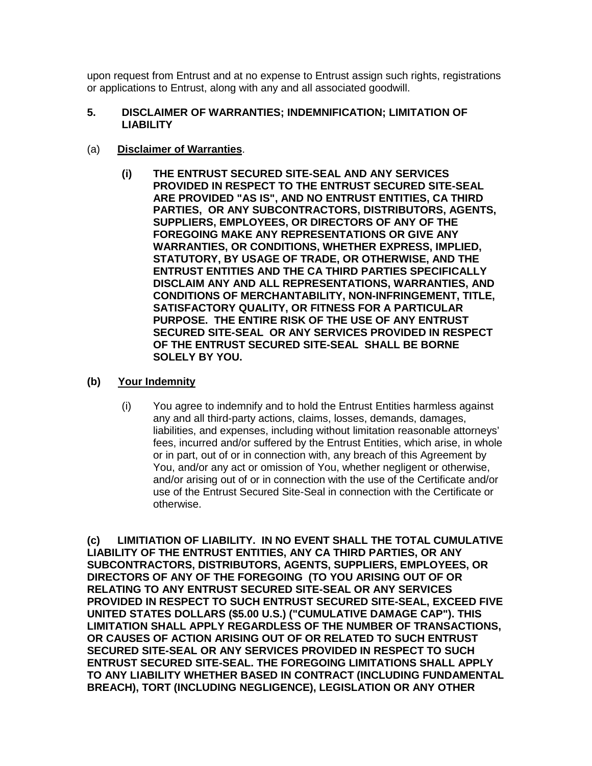upon request from Entrust and at no expense to Entrust assign such rights, registrations or applications to Entrust, along with any and all associated goodwill.

## 5. DISCLAIMER OF WARRANTIES; INDEMNIFICATION; LIMITATION OF LIABILITY

(a) **Disclaimer of Warranties**.

**(i) THE ENTRUST SECURED SITE-SEAL AND ANY SERVICES PROVIDED IN RESPECT TO THE ENTRUST SECURED SITE-SEAL ARE PROVIDED "AS IS", AND NO ENTRUST ENTITIES, CA THIRD PARTIES, OR ANY SUBCONTRACTORS, DISTRIBUTORS, AGENTS, SUPPLIERS, EMPLOYEES, OR DIRECTORS OF ANY OF THE FOREGOING MAKE ANY REPRESENTATIONS OR GIVE ANY WARRANTIES, OR CONDITIONS, WHETHER EXPRESS, IMPLIED, STATUTORY, BY USAGE OF TRADE, OR OTHERWISE, AND THE ENTRUST ENTITIES AND THE CA THIRD PARTIES SPECIFICALLY DISCLAIM ANY AND ALL REPRESENTATIONS, WARRANTIES, AND CONDITIONS OF MERCHANTABILITY, NON-INFRINGEMENT, TITLE, SATISFACTORY QUALITY, OR FITNESS FOR A PARTICULAR PURPOSE. THE ENTIRE RISK OF THE USE OF ANY ENTRUST SECURED SITE-SEAL OR ANY SERVICES PROVIDED IN RESPECT OF THE ENTRUST SECURED SITE-SEAL SHALL BE BORNE SOLELY BY YOU.**

**(b) Your Indemnity**

(i) You agree to indemnify and to hold the Entrust Entities harmless against any and all third-party actions, claims, losses, demands, damages, liabilities, and expenses, including without limitation reasonable attorneys' fees, incurred and/or suffered by the Entrust Entities, which arise, in whole or in part, out of or in connection with, any breach of this Agreement by You, and/or any act or omission of You, whether negligent or otherwise, and/or arising out of or in connection with the use of the Certificate and/or use of the Entrust Secured Site-Seal in connection with the Certificate or otherwise.

**(c) LIMITIATION OF LIABILITY. IN NO EVENT SHALL THE TOTAL CUMULATIVE LIABILITY OF THE ENTRUST ENTITIES, ANY CA THIRD PARTIES, OR ANY SUBCONTRACTORS, DISTRIBUTORS, AGENTS, SUPPLIERS, EMPLOYEES, OR DIRECTORS OF ANY OF THE FOREGOING (TO YOU ARISING OUT OF OR RELATING TO ANY ENTRUST SECURED SITE-SEAL OR ANY SERVICES PROVIDED IN RESPECT TO SUCH ENTRUST SECURED SITE-SEAL, EXCEED FIVE UNITED STATES DOLLARS ($5.00 U.S.) ("CUMULATIVE DAMAGE CAP"). THIS LIMITATION SHALL APPLY REGARDLESS OF THE NUMBER OF TRANSACTIONS, OR CAUSES OF ACTION ARISING OUT OF OR RELATED TO SUCH ENTRUST SECURED SITE-SEAL OR ANY SERVICES PROVIDED IN RESPECT TO SUCH ENTRUST SECURED SITE-SEAL. THE FOREGOING LIMITATIONS SHALL APPLY TO ANY LIABILITY WHETHER BASED IN CONTRACT (INCLUDING FUNDAMENTAL BREACH), TORT (INCLUDING NEGLIGENCE), LEGISLATION OR ANY OTHER**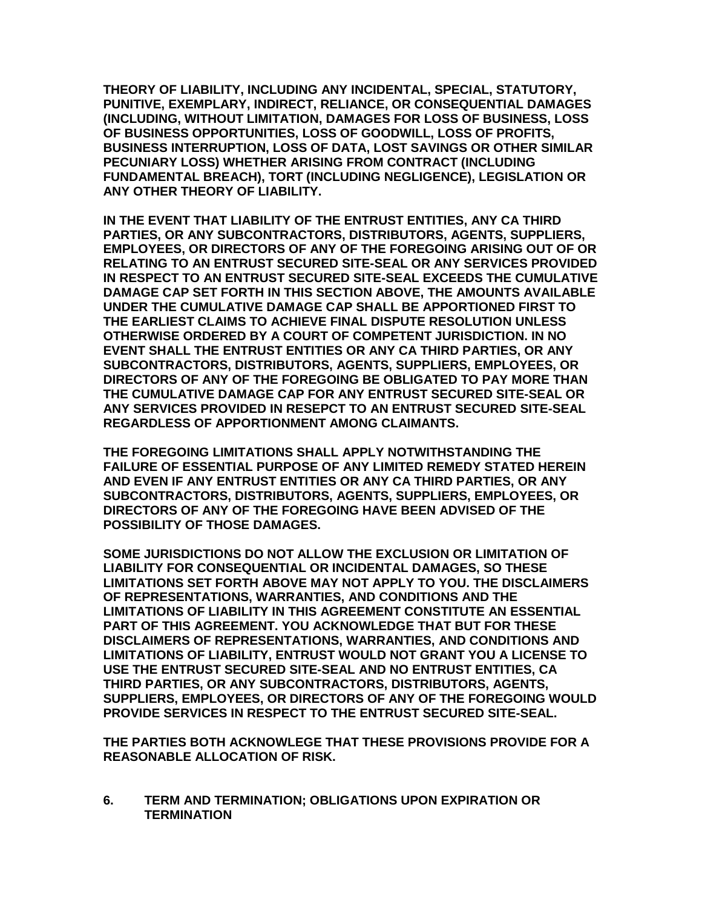**THEORY OF LIABILITY, INCLUDING ANY INCIDENTAL, SPECIAL, STATUTORY, PUNITIVE, EXEMPLARY, INDIRECT, RELIANCE, OR CONSEQUENTIAL DAMAGES (INCLUDING, WITHOUT LIMITATION, DAMAGES FOR LOSS OF BUSINESS, LOSS OF BUSINESS OPPORTUNITIES, LOSS OF GOODWILL, LOSS OF PROFITS, BUSINESS INTERRUPTION, LOSS OF DATA, LOST SAVINGS OR OTHER SIMILAR PECUNIARY LOSS) WHETHER ARISING FROM CONTRACT (INCLUDING FUNDAMENTAL BREACH), TORT (INCLUDING NEGLIGENCE), LEGISLATION OR ANY OTHER THEORY OF LIABILITY.**

**IN THE EVENT THAT LIABILITY OF THE ENTRUST ENTITIES, ANY CA THIRD PARTIES, OR ANY SUBCONTRACTORS, DISTRIBUTORS, AGENTS, SUPPLIERS, EMPLOYEES, OR DIRECTORS OF ANY OF THE FOREGOING ARISING OUT OF OR RELATING TO AN ENTRUST SECURED SITE-SEAL OR ANY SERVICES PROVIDED IN RESPECT TO AN ENTRUST SECURED SITE-SEAL EXCEEDS THE CUMULATIVE DAMAGE CAP SET FORTH IN THIS SECTION ABOVE, THE AMOUNTS AVAILABLE UNDER THE CUMULATIVE DAMAGE CAP SHALL BE APPORTIONED FIRST TO THE EARLIEST CLAIMS TO ACHIEVE FINAL DISPUTE RESOLUTION UNLESS OTHERWISE ORDERED BY A COURT OF COMPETENT JURISDICTION. IN NO EVENT SHALL THE ENTRUST ENTITIES OR ANY CA THIRD PARTIES, OR ANY SUBCONTRACTORS, DISTRIBUTORS, AGENTS, SUPPLIERS, EMPLOYEES, OR DIRECTORS OF ANY OF THE FOREGOING BE OBLIGATED TO PAY MORE THAN THE CUMULATIVE DAMAGE CAP FOR ANY ENTRUST SECURED SITE-SEAL OR ANY SERVICES PROVIDED IN RESEPCT TO AN ENTRUST SECURED SITE-SEAL REGARDLESS OF APPORTIONMENT AMONG CLAIMANTS.**

**THE FOREGOING LIMITATIONS SHALL APPLY NOTWITHSTANDING THE FAILURE OF ESSENTIAL PURPOSE OF ANY LIMITED REMEDY STATED HEREIN AND EVEN IF ANY ENTRUST ENTITIES OR ANY CA THIRD PARTIES, OR ANY SUBCONTRACTORS, DISTRIBUTORS, AGENTS, SUPPLIERS, EMPLOYEES, OR DIRECTORS OF ANY OF THE FOREGOING HAVE BEEN ADVISED OF THE POSSIBILITY OF THOSE DAMAGES.**

**SOME JURISDICTIONS DO NOT ALLOW THE EXCLUSION OR LIMITATION OF LIABILITY FOR CONSEQUENTIAL OR INCIDENTAL DAMAGES, SO THESE LIMITATIONS SET FORTH ABOVE MAY NOT APPLY TO YOU. THE DISCLAIMERS OF REPRESENTATIONS, WARRANTIES, AND CONDITIONS AND THE LIMITATIONS OF LIABILITY IN THIS AGREEMENT CONSTITUTE AN ESSENTIAL PART OF THIS AGREEMENT. YOU ACKNOWLEDGE THAT BUT FOR THESE DISCLAIMERS OF REPRESENTATIONS, WARRANTIES, AND CONDITIONS AND LIMITATIONS OF LIABILITY, ENTRUST WOULD NOT GRANT YOU A LICENSE TO USE THE ENTRUST SECURED SITE-SEAL AND NO ENTRUST ENTITIES, CA THIRD PARTIES, OR ANY SUBCONTRACTORS, DISTRIBUTORS, AGENTS, SUPPLIERS, EMPLOYEES, OR DIRECTORS OF ANY OF THE FOREGOING WOULD PROVIDE SERVICES IN RESPECT TO THE ENTRUST SECURED SITE-SEAL.**

**THE PARTIES BOTH ACKNOWLEGE THAT THESE PROVISIONS PROVIDE FOR A REASONABLE ALLOCATION OF RISK.**

## 6. TERM AND TERMINATION; OBLIGATIONS UPON EXPIRATION OR TERMINATION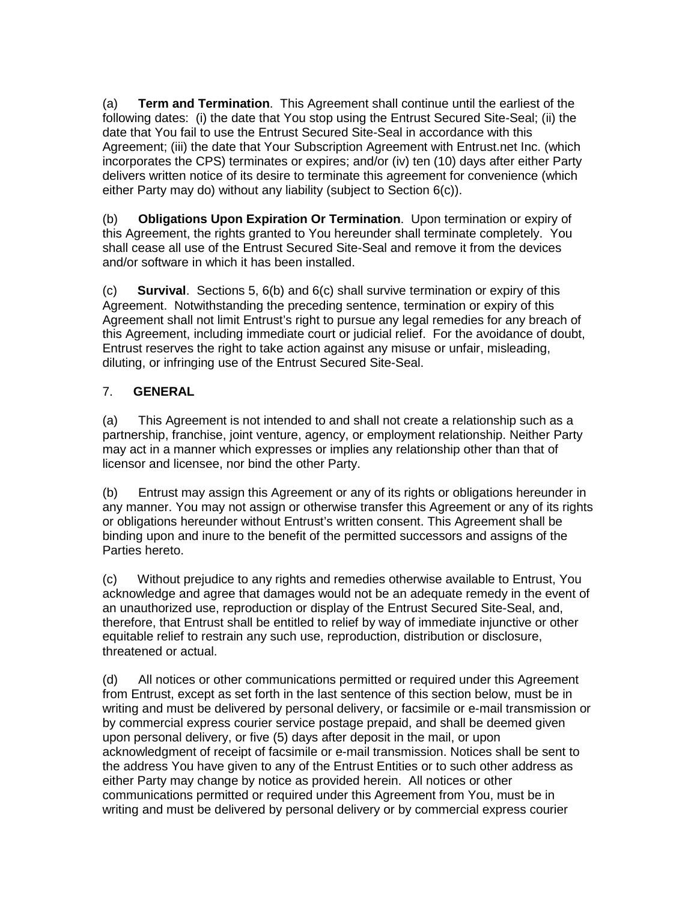(a) **Term and Termination**. This Agreement shall continue until the earliest of the following dates: (i) the date that You stop using the Entrust Secured Site-Seal; (ii) the date that You fail to use the Entrust Secured Site-Seal in accordance with this Agreement; (iii) the date that Your Subscription Agreement with Entrust.net Inc. (which incorporates the CPS) terminates or expires; and/or (iv) ten (10) days after either Party delivers written notice of its desire to terminate this agreement for convenience (which either Party may do) without any liability (subject to Section 6(c)).

(b) **Obligations Upon Expiration Or Termination**. Upon termination or expiry of this Agreement, the rights granted to You hereunder shall terminate completely. You shall cease all use of the Entrust Secured Site-Seal and remove it from the devices and/or software in which it has been installed.

(c) **Survival**. Sections 5, 6(b) and 6(c) shall survive termination or expiry of this Agreement. Notwithstanding the preceding sentence, termination or expiry of this Agreement shall not limit Entrust's right to pursue any legal remedies for any breach of this Agreement, including immediate court or judicial relief. For the avoidance of doubt, Entrust reserves the right to take action against any misuse or unfair, misleading, diluting, or infringing use of the Entrust Secured Site-Seal.

7. **GENERAL**

(a) This Agreement is not intended to and shall not create a relationship such as a partnership, franchise, joint venture, agency, or employment relationship. Neither Party may act in a manner which expresses or implies any relationship other than that of licensor and licensee, nor bind the other Party.

(b) Entrust may assign this Agreement or any of its rights or obligations hereunder in any manner. You may not assign or otherwise transfer this Agreement or any of its rights or obligations hereunder without Entrust's written consent. This Agreement shall be binding upon and inure to the benefit of the permitted successors and assigns of the Parties hereto.

(c) Without prejudice to any rights and remedies otherwise available to Entrust, You acknowledge and agree that damages would not be an adequate remedy in the event of an unauthorized use, reproduction or display of the Entrust Secured Site-Seal, and, therefore, that Entrust shall be entitled to relief by way of immediate injunctive or other equitable relief to restrain any such use, reproduction, distribution or disclosure, threatened or actual.

(d) All notices or other communications permitted or required under this Agreement from Entrust, except as set forth in the last sentence of this section below, must be in writing and must be delivered by personal delivery, or facsimile or e-mail transmission or by commercial express courier service postage prepaid, and shall be deemed given upon personal delivery, or five (5) days after deposit in the mail, or upon acknowledgment of receipt of facsimile or e-mail transmission. Notices shall be sent to the address You have given to any of the Entrust Entities or to such other address as either Party may change by notice as provided herein. All notices or other communications permitted or required under this Agreement from You, must be in writing and must be delivered by personal delivery or by commercial express courier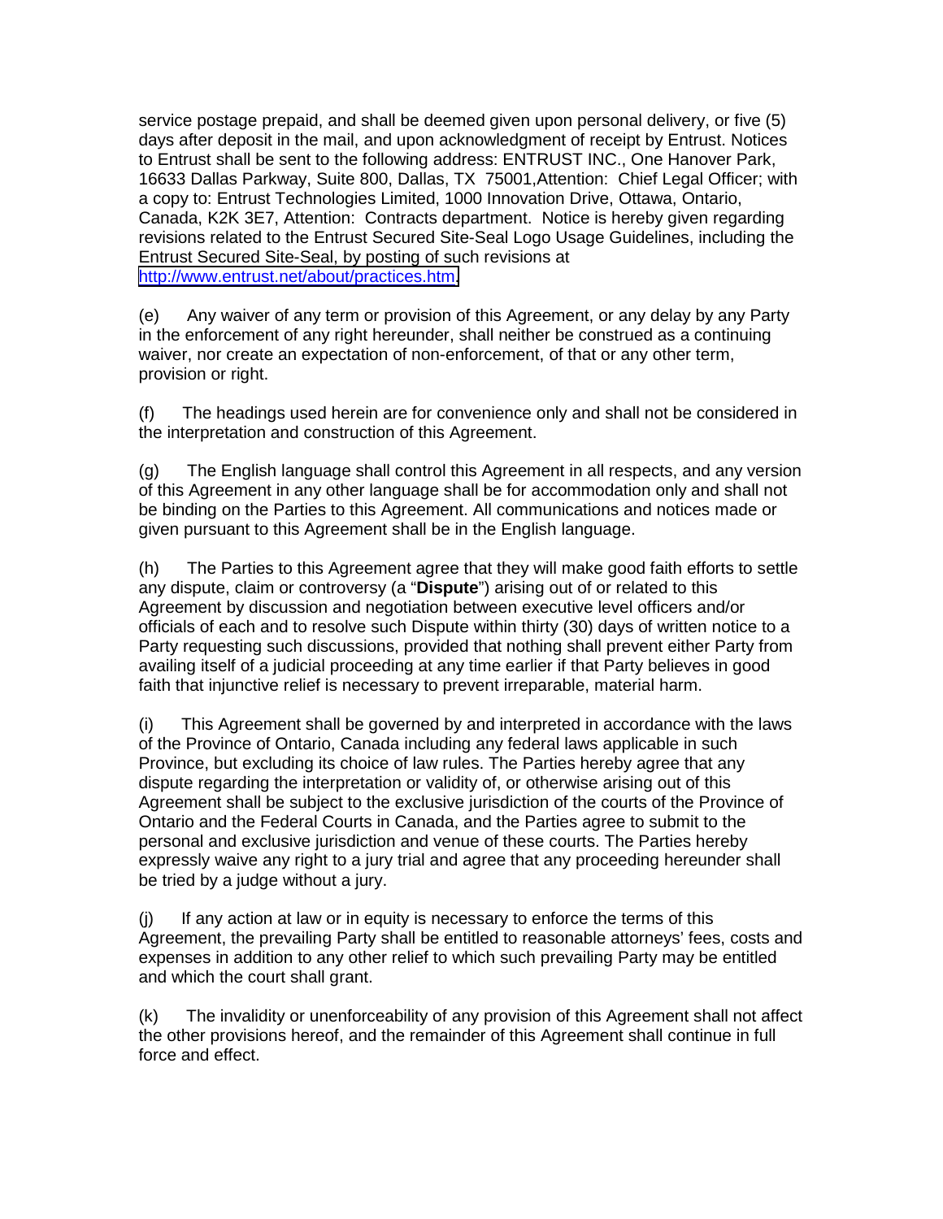service postage prepaid, and shall be deemed given upon personal delivery, or five (5) days after deposit in the mail, and upon acknowledgment of receipt by Entrust. Notices to Entrust shall be sent to the following address: ENTRUST INC., One Hanover Park, 16633 Dallas Parkway, Suite 800, Dallas, TX 75001,Attention: Chief Legal Officer; with a copy to: Entrust Technologies Limited, 1000 Innovation Drive, Ottawa, Ontario, Canada, K2K 3E7, Attention: Contracts department. Notice is hereby given regarding revisions related to the Entrust Secured Site-Seal Logo Usage Guidelines, including the Entrust Secured Site-Seal, by posting of such revisions at http://www.entrust.net/about/practices.htm.

(e) Any waiver of any term or provision of this Agreement, or any delay by any Party in the enforcement of any right hereunder, shall neither be construed as a continuing waiver, nor create an expectation of non-enforcement, of that or any other term, provision or right.

(f) The headings used herein are for convenience only and shall not be considered in the interpretation and construction of this Agreement.

(g) The English language shall control this Agreement in all respects, and any version of this Agreement in any other language shall be for accommodation only and shall not be binding on the Parties to this Agreement. All communications and notices made or given pursuant to this Agreement shall be in the English language.

(h) The Parties to this Agreement agree that they will make good faith efforts to settle any dispute, claim or controversy (a "**Dispute**") arising out of or related to this Agreement by discussion and negotiation between executive level officers and/or officials of each and to resolve such Dispute within thirty (30) days of written notice to a Party requesting such discussions, provided that nothing shall prevent either Party from availing itself of a judicial proceeding at any time earlier if that Party believes in good faith that injunctive relief is necessary to prevent irreparable, material harm.

(i) This Agreement shall be governed by and interpreted in accordance with the laws of the Province of Ontario, Canada including any federal laws applicable in such Province, but excluding its choice of law rules. The Parties hereby agree that any dispute regarding the interpretation or validity of, or otherwise arising out of this Agreement shall be subject to the exclusive jurisdiction of the courts of the Province of Ontario and the Federal Courts in Canada, and the Parties agree to submit to the personal and exclusive jurisdiction and venue of these courts. The Parties hereby expressly waive any right to a jury trial and agree that any proceeding hereunder shall be tried by a judge without a jury.

(j) If any action at law or in equity is necessary to enforce the terms of this Agreement, the prevailing Party shall be entitled to reasonable attorneys' fees, costs and expenses in addition to any other relief to which such prevailing Party may be entitled and which the court shall grant.

(k) The invalidity or unenforceability of any provision of this Agreement shall not affect the other provisions hereof, and the remainder of this Agreement shall continue in full force and effect.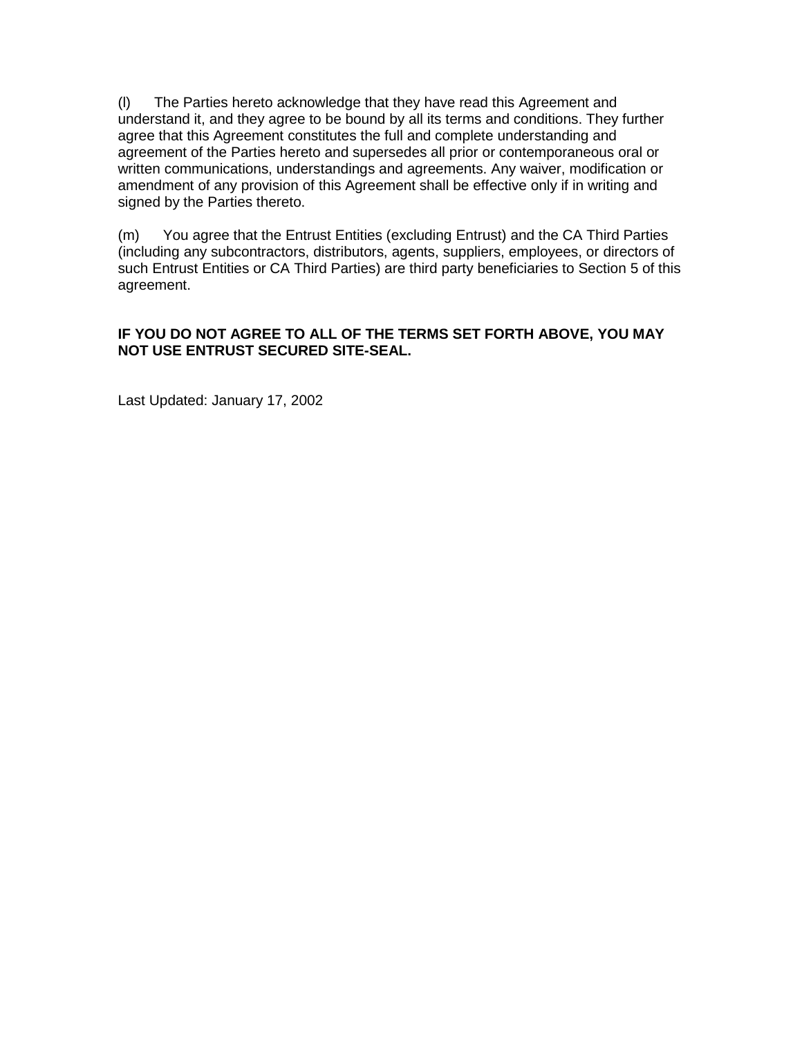(l) The Parties hereto acknowledge that they have read this Agreement and understand it, and they agree to be bound by all its terms and conditions. They further agree that this Agreement constitutes the full and complete understanding and agreement of the Parties hereto and supersedes all prior or contemporaneous oral or written communications, understandings and agreements. Any waiver, modification or amendment of any provision of this Agreement shall be effective only if in writing and signed by the Parties thereto.

(m) You agree that the Entrust Entities (excluding Entrust) and the CA Third Parties (including any subcontractors, distributors, agents, suppliers, employees, or directors of such Entrust Entities or CA Third Parties) are third party beneficiaries to Section 5 of this agreement.

**IF YOU DO NOT AGREE TO ALL OF THE TERMS SET FORTH ABOVE, YOU MAY NOT USE ENTRUST SECURED SITE-SEAL.**

Last Updated: January 17, 2002